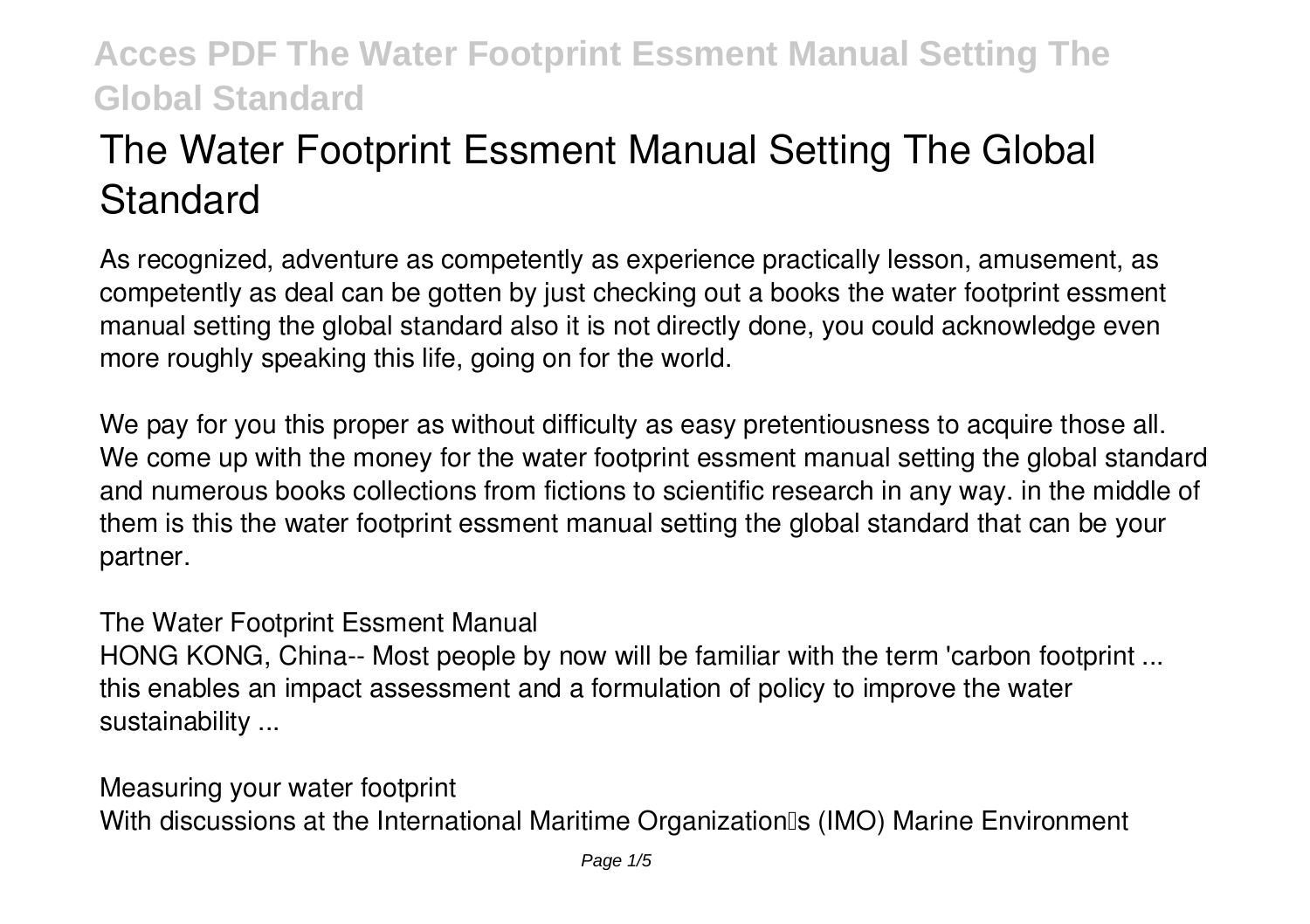# The Water Footprint Essment Manual Setting The Global Standard

As recognized, adventure as competently as experience practically lesson, amusement, as competently as deal can be gotten by just checking out a books the water footprint essment manual setting the global standard also it is not directly done, you could acknowledge even more roughly speaking this life, going on for the world.

We pay for you this proper as without difficulty as easy pretentiousness to acquire those all. We come up with the money for the water footprint essment manual setting the global standard and numerous books collections from fictions to scientific research in any way. in the middle of them is this the water footprint essment manual setting the global standard that can be your partner.

**The Water Footprint Essment Manual**

HONG KONG, China-- Most people by now will be familiar with the term 'carbon footprint ... this enables an impact assessment and a formulation of policy to improve the water sustainability ...

**Measuring your water footprint**

With discussions at the International Maritime Organization's (IMO) Marine Environment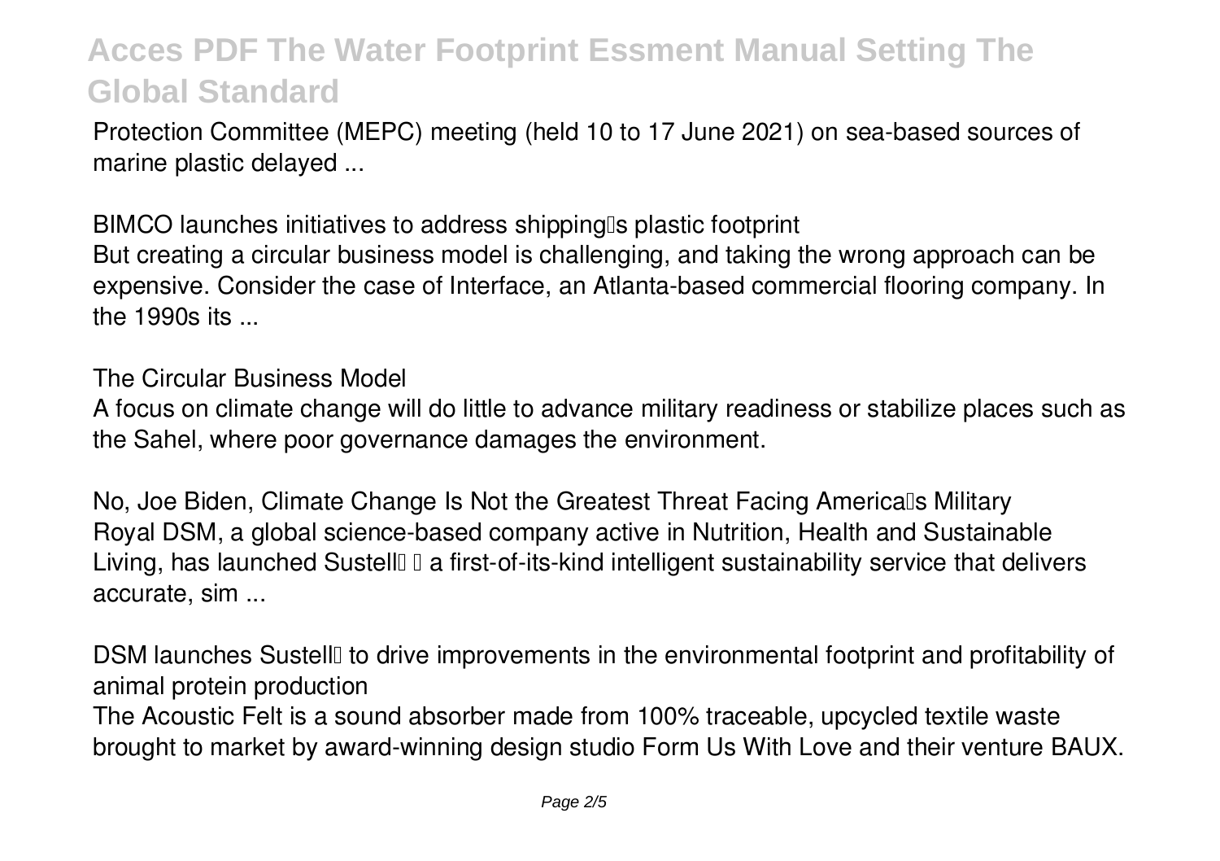Protection Committee (MEPC) meeting (held 10 to 17 June 2021) on sea-based sources of marine plastic delayed ...

*BIMCO launches initiatives to address shipping's plastic footprint*

But creating a circular business model is challenging, and taking the wrong approach can be expensive. Consider the case of Interface, an Atlanta-based commercial flooring company. In the 1990s its ...

*The Circular Business Model*

A focus on climate change will do little to advance military readiness or stabilize places such as the Sahel, where poor governance damages the environment.

*No, Joe Biden, Climate Change Is Not the Greatest Threat Facing America's Military*

Royal DSM, a global science-based company active in Nutrition, Health and Sustainable Living, has launched Sustell™ – a first-of-its-kind intelligent sustainability service that delivers accurate, sim ...

*DSM launches Sustell™ to drive improvements in the environmental footprint and profitability of animal protein production*

The Acoustic Felt is a sound absorber made from 100% traceable, upcycled textile waste brought to market by award-winning design studio Form Us With Love and their venture BAUX.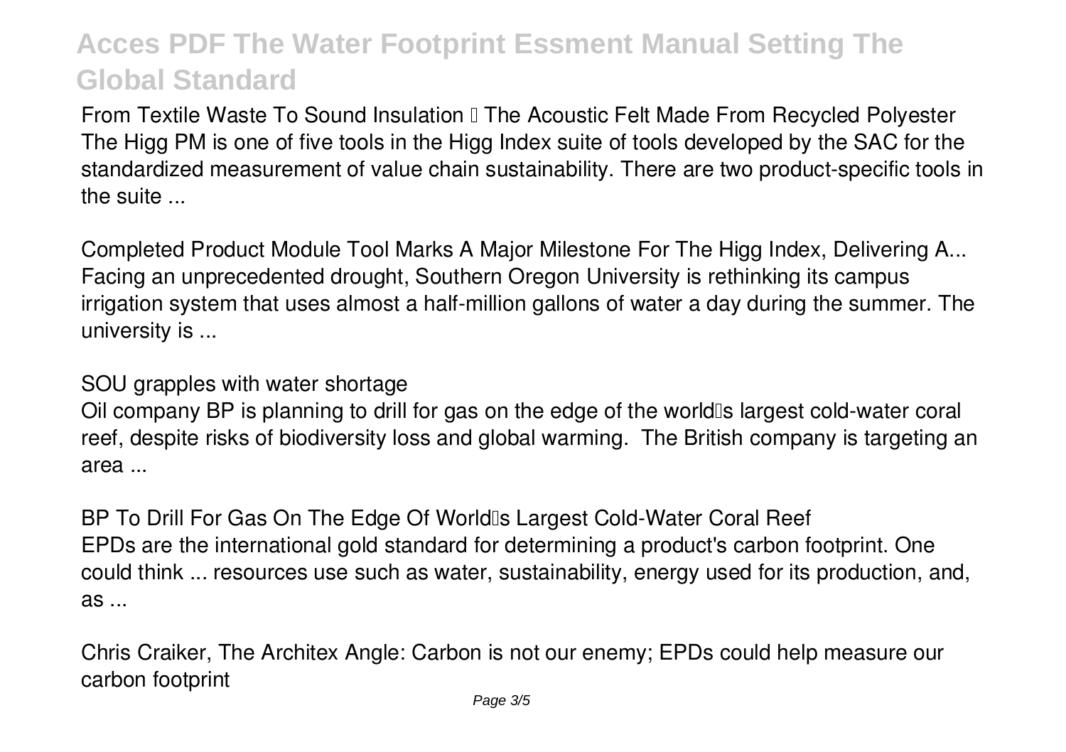From Textile Waste To Sound Insulation – The Acoustic Felt Made From Recycled Polyester
The Higg PM is one of five tools in the Higg Index suite of tools developed by the SAC for the standardized measurement of value chain sustainability. There are two product-specific tools in the suite ...

Completed Product Module Tool Marks A Major Milestone For The Higg Index, Delivering A...
Facing an unprecedented drought, Southern Oregon University is rethinking its campus irrigation system that uses almost a half-million gallons of water a day during the summer. The university is ...

SOU grapples with water shortage
Oil company BP is planning to drill for gas on the edge of the world's largest cold-water coral reef, despite risks of biodiversity loss and global warming.  The British company is targeting an area ...

BP To Drill For Gas On The Edge Of World's Largest Cold-Water Coral Reef
EPDs are the international gold standard for determining a product's carbon footprint. One could think ... resources use such as water, sustainability, energy used for its production, and, as ...

Chris Craiker, The Architex Angle: Carbon is not our enemy; EPDs could help measure our carbon footprint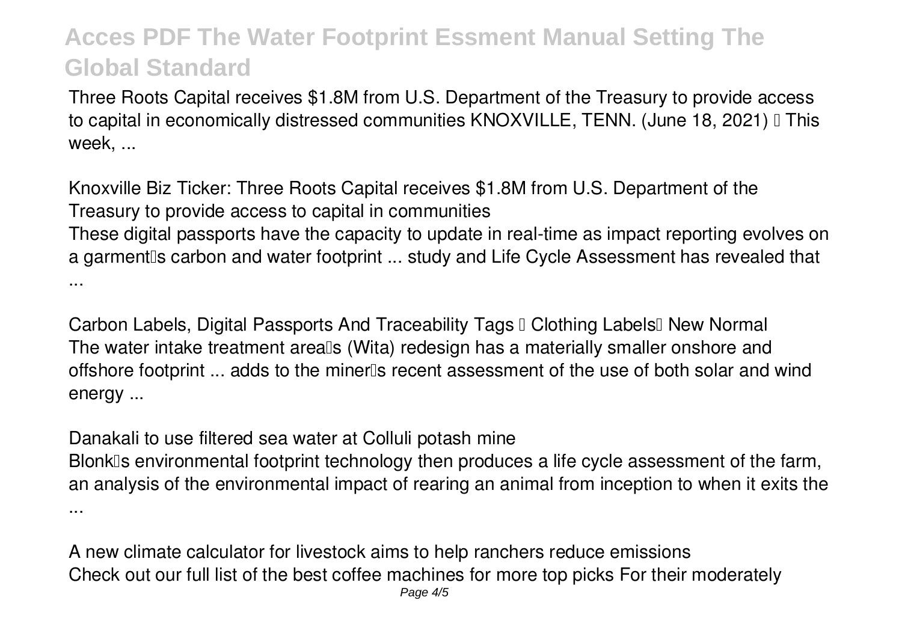Three Roots Capital receives $1.8M from U.S. Department of the Treasury to provide access to capital in economically distressed communities KNOXVILLE, TENN. (June 18, 2021) — This week, ...

*Knoxville Biz Ticker: Three Roots Capital receives $1.8M from U.S. Department of the Treasury to provide access to capital in communities*

These digital passports have the capacity to update in real-time as impact reporting evolves on a garment's carbon and water footprint ... study and Life Cycle Assessment has revealed that ...

*Carbon Labels, Digital Passports And Traceability Tags — Clothing Labels' New Normal*

The water intake treatment area's (Wita) redesign has a materially smaller onshore and offshore footprint ... adds to the miner's recent assessment of the use of both solar and wind energy ...

*Danakali to use filtered sea water at Colluli potash mine*

Blonk's environmental footprint technology then produces a life cycle assessment of the farm, an analysis of the environmental impact of rearing an animal from inception to when it exits the ...

*A new climate calculator for livestock aims to help ranchers reduce emissions*

Check out our full list of the best coffee machines for more top picks For their moderately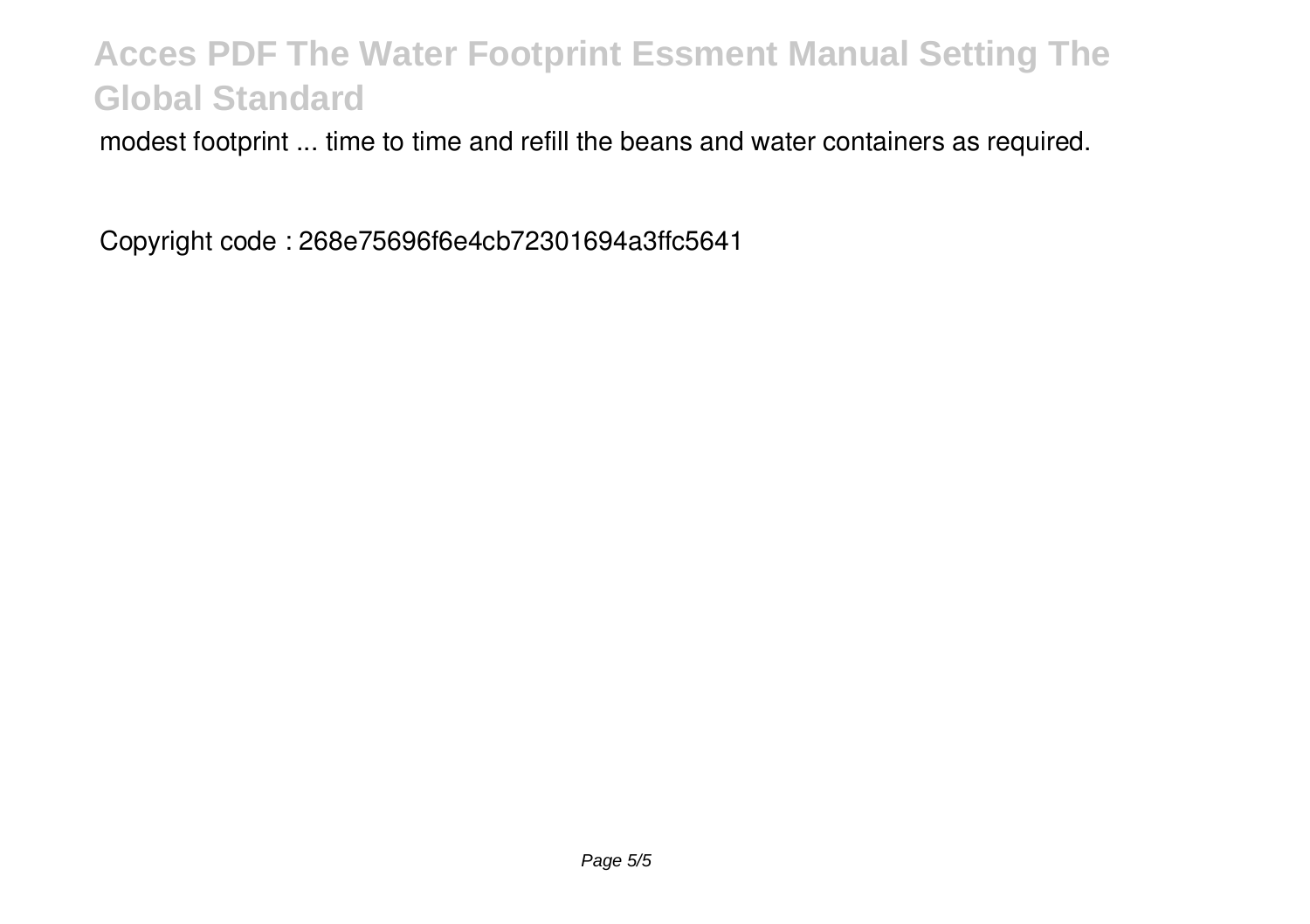modest footprint ... time to time and refill the beans and water containers as required.

Copyright code : 268e75696f6e4cb72301694a3ffc5641